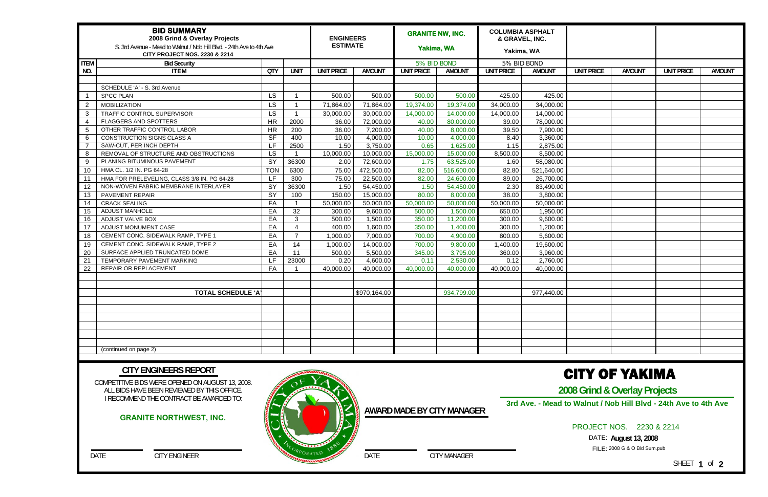| BID SUMMARY<br>2008 Grind & Overlay Projects<br>S. 3rd Avenue - Mead to Walnut / Nob Hill Blvd. - 24th Ave to 4th Ave<br>CITY PROJECT NOS. 2230 & 2214 | | | | ENGINEERS ESTIMATE | | GRANITE NW, INC.<br>Yakima, WA | | COLUMBIA ASPHALT & GRAVEL, INC.<br>Yakima, WA | | | | | |
|---|---|---|---|---|---|---|---|---|---|---|---|---|---|
| ITEM | Bid Security | | | | | 5% BID BOND | | 5% BID BOND | | | | | |
| NO. | ITEM | QTY | UNIT | UNIT PRICE | AMOUNT | UNIT PRICE | AMOUNT | UNIT PRICE | AMOUNT | UNIT PRICE | AMOUNT | UNIT PRICE | AMOUNT |
| | SCHEDULE 'A' - S. 3rd Avenue | | | | | | | | | | | | |
| 1 | SPCC PLAN | LS | 1 | 500.00 | 500.00 | 500.00 | 500.00 | 425.00 | 425.00 | | | | |
| 2 | MOBILIZATION | LS | 1 | 71,864.00 | 71,864.00 | 19,374.00 | 19,374.00 | 34,000.00 | 34,000.00 | | | | |
| 3 | TRAFFIC CONTROL SUPERVISOR | LS | 1 | 30,000.00 | 30,000.00 | 14,000.00 | 14,000.00 | 14,000.00 | 14,000.00 | | | | |
| 4 | FLAGGERS AND SPOTTERS | HR | 2000 | 36.00 | 72,000.00 | 40.00 | 80,000.00 | 39.00 | 78,000.00 | | | | |
| 5 | OTHER TRAFFIC CONTROL LABOR | HR | 200 | 36.00 | 7,200.00 | 40.00 | 8,000.00 | 39.50 | 7,900.00 | | | | |
| 6 | CONSTRUCTION SIGNS CLASS A | SF | 400 | 10.00 | 4,000.00 | 10.00 | 4,000.00 | 8.40 | 3,360.00 | | | | |
| 7 | SAW-CUT, PER INCH DEPTH | LF | 2500 | 1.50 | 3,750.00 | 0.65 | 1,625.00 | 1.15 | 2,875.00 | | | | |
| 8 | REMOVAL OF STRUCTURE AND OBSTRUCTIONS | LS | 1 | 10,000.00 | 10,000.00 | 15,000.00 | 15,000.00 | 8,500.00 | 8,500.00 | | | | |
| 9 | PLANING BITUMINOUS PAVEMENT | SY | 36300 | 2.00 | 72,600.00 | 1.75 | 63,525.00 | 1.60 | 58,080.00 | | | | |
| 10 | HMA CL. 1/2 IN. PG 64-28 | TON | 6300 | 75.00 | 472,500.00 | 82.00 | 516,600.00 | 82.80 | 521,640.00 | | | | |
| 11 | HMA FOR PRELEVELING, CLASS 3/8 IN. PG 64-28 | LF | 300 | 75.00 | 22,500.00 | 82.00 | 24,600.00 | 89.00 | 26,700.00 | | | | |
| 12 | NON-WOVEN FABRIC MEMBRANE INTERLAYER | SY | 36300 | 1.50 | 54,450.00 | 1.50 | 54,450.00 | 2.30 | 83,490.00 | | | | |
| 13 | PAVEMENT REPAIR | SY | 100 | 150.00 | 15,000.00 | 80.00 | 8,000.00 | 38.00 | 3,800.00 | | | | |
| 14 | CRACK SEALING | FA | 1 | 50,000.00 | 50,000.00 | 50,000.00 | 50,000.00 | 50,000.00 | 50,000.00 | | | | |
| 15 | ADJUST MANHOLE | EA | 32 | 300.00 | 9,600.00 | 500.00 | 1,500.00 | 650.00 | 1,950.00 | | | | |
| 16 | ADJUST VALVE BOX | EA | 3 | 500.00 | 1,500.00 | 350.00 | 11,200.00 | 300.00 | 9,600.00 | | | | |
| 17 | ADJUST MONUMENT CASE | EA | 4 | 400.00 | 1,600.00 | 350.00 | 1,400.00 | 300.00 | 1,200.00 | | | | |
| 18 | CEMENT CONC. SIDEWALK RAMP, TYPE 1 | EA | 7 | 1,000.00 | 7,000.00 | 700.00 | 4,900.00 | 800.00 | 5,600.00 | | | | |
| 19 | CEMENT CONC. SIDEWALK RAMP, TYPE 2 | EA | 14 | 1,000.00 | 14,000.00 | 700.00 | 9,800.00 | 1,400.00 | 19,600.00 | | | | |
| 20 | SURFACE APPLIED TRUNCATED DOME | EA | 11 | 500.00 | 5,500.00 | 345.00 | 3,795.00 | 360.00 | 3,960.00 | | | | |
| 21 | TEMPORARY PAVEMENT MARKING | LF | 23000 | 0.20 | 4,600.00 | 0.11 | 2,530.00 | 0.12 | 2,760.00 | | | | |
| 22 | REPAIR OR REPLACEMENT | FA | 1 | 40,000.00 | 40,000.00 | 40,000.00 | 40,000.00 | 40,000.00 | 40,000.00 | | | | |
| | TOTAL SCHEDULE 'A' | | | | $970,164.00 | | 934,799.00 | | 977,440.00 | | | | |
| | (continued on page 2) | | | | | | | | | | | | |

## CITY ENGINEERS REPORT

COMPETITIVE BIDS WERE OPENED ON AUGUST 13, 2008.
ALL BIDS HAVE BEEN REVIEWED BY THIS OFFICE.
I RECOMMEND THE CONTRACT BE AWARDED TO:

**GRANITE NORTHWEST, INC.**

DATE CITY ENGINEER

**AWARD MADE BY CITY MANAGER**

DATE CITY MANAGER

# CITY OF YAKIMA

## 2008 Grind & Overlay Projects

**3rd Ave. - Mead to Walnut / Nob Hill Blvd - 24th Ave to 4th Ave**

PROJECT NOS. 2230 & 2214

DATE: **August 13, 2008**

FILE: 2008 G & O Bid Sum.pub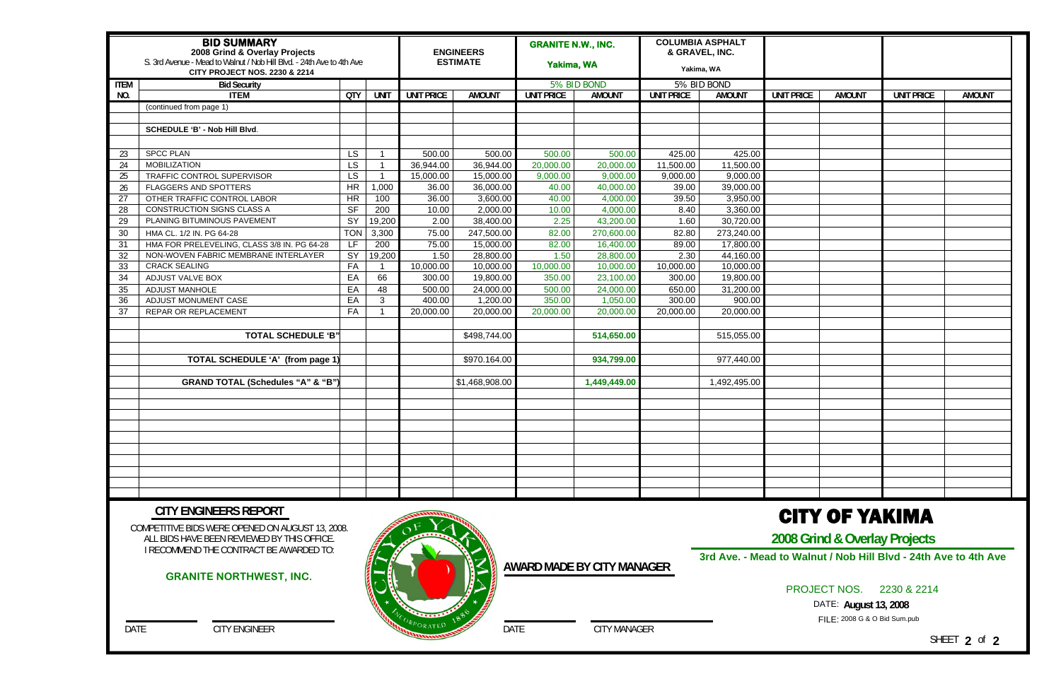| BID SUMMARY<br>2008 Grind & Overlay Projects<br>S. 3rd Avenue - Mead to Walnut / Nob Hill Blvd. - 24th Ave to 4th Ave<br>CITY PROJECT NOS. 2230 & 2214 | | | | ENGINEERS ESTIMATE | | GRANITE N.W., INC.<br>Yakima, WA | | COLUMBIA ASPHALT & GRAVEL, INC.<br>Yakima, WA | | | | | |
|---|---|---|---|---|---|---|---|---|---|---|---|---|---|
| ITEM | Bid Security | | | | | 5% BID BOND | | 5% BID BOND | | | | | |
| NO. | ITEM | QTY | UNIT | UNIT PRICE | AMOUNT | UNIT PRICE | AMOUNT | UNIT PRICE | AMOUNT | UNIT PRICE | AMOUNT | UNIT PRICE | AMOUNT |
| | (continued from page 1) | | | | | | | | | | | | |
| | SCHEDULE 'B' - Nob Hill Blvd. | | | | | | | | | | | | |
| 23 | SPCC PLAN | LS | 1 | 500.00 | 500.00 | 500.00 | 500.00 | 425.00 | 425.00 | | | | |
| 24 | MOBILIZATION | LS | 1 | 36,944.00 | 36,944.00 | 20,000.00 | 20,000.00 | 11,500.00 | 11,500.00 | | | | |
| 25 | TRAFFIC CONTROL SUPERVISOR | LS | 1 | 15,000.00 | 15,000.00 | 9,000.00 | 9,000.00 | 9,000.00 | 9,000.00 | | | | |
| 26 | FLAGGERS AND SPOTTERS | HR | 1,000 | 36.00 | 36,000.00 | 40.00 | 40,000.00 | 39.00 | 39,000.00 | | | | |
| 27 | OTHER TRAFFIC CONTROL LABOR | HR | 100 | 36.00 | 3,600.00 | 40.00 | 4,000.00 | 39.50 | 3,950.00 | | | | |
| 28 | CONSTRUCTION SIGNS CLASS A | SF | 200 | 10.00 | 2,000.00 | 10.00 | 4,000.00 | 8.40 | 3,360.00 | | | | |
| 29 | PLANING BITUMINOUS PAVEMENT | SY | 19,200 | 2.00 | 38,400.00 | 2.25 | 43,200.00 | 1.60 | 30,720.00 | | | | |
| 30 | HMA CL. 1/2 IN. PG 64-28 | TON | 3,300 | 75.00 | 247,500.00 | 82.00 | 270,600.00 | 82.80 | 273,240.00 | | | | |
| 31 | HMA FOR PRELEVELING, CLASS 3/8 IN. PG 64-28 | LF | 200 | 75.00 | 15,000.00 | 82.00 | 16,400.00 | 89.00 | 17,800.00 | | | | |
| 32 | NON-WOVEN FABRIC MEMBRANE INTERLAYER | SY | 19,200 | 1.50 | 28,800.00 | 1.50 | 28,800.00 | 2.30 | 44,160.00 | | | | |
| 33 | CRACK SEALING | FA | 1 | 10,000.00 | 10,000.00 | 10,000.00 | 10,000.00 | 10,000.00 | 10,000.00 | | | | |
| 34 | ADJUST VALVE BOX | EA | 66 | 300.00 | 19,800.00 | 350.00 | 23,100.00 | 300.00 | 19,800.00 | | | | |
| 35 | ADJUST MANHOLE | EA | 48 | 500.00 | 24,000.00 | 500.00 | 24,000.00 | 650.00 | 31,200.00 | | | | |
| 36 | ADJUST MONUMENT CASE | EA | 3 | 400.00 | 1,200.00 | 350.00 | 1,050.00 | 300.00 | 900.00 | | | | |
| 37 | REPAR OR REPLACEMENT | FA | 1 | 20,000.00 | 20,000.00 | 20,000.00 | 20,000.00 | 20,000.00 | 20,000.00 | | | | |
| | **TOTAL SCHEDULE 'B"** | | | | $498,744.00 | | **514,650.00** | | 515,055.00 | | | | |
| | **TOTAL SCHEDULE 'A' (from page 1)** | | | | $970.164.00 | | **934,799.00** | | 977,440.00 | | | | |
| | **GRAND TOTAL (Schedules "A" & "B")** | | | | $1,468,908.00 | | **1,449,449.00** | | 1,492,495.00 | | | | |

## CITY ENGINEERS REPORT

COMPETITIVE BIDS WERE OPENED ON AUGUST 13, 2008.
ALL BIDS HAVE BEEN REVIEWED BY THIS OFFICE.
I RECOMMEND THE CONTRACT BE AWARDED TO:

**GRANITE NORTHWEST, INC.**

DATE CITY ENGINEER

**AWARD MADE BY CITY MANAGER**

DATE CITY MANAGER

# CITY OF YAKIMA

## 2008 Grind & Overlay Projects

**3rd Ave. - Mead to Walnut / Nob Hill Blvd - 24th Ave to 4th Ave**

PROJECT NOS. 2230 & 2214

DATE: **August 13, 2008**

FILE: 2008 G & O Bid Sum.pub

SHEET **2** of **2**